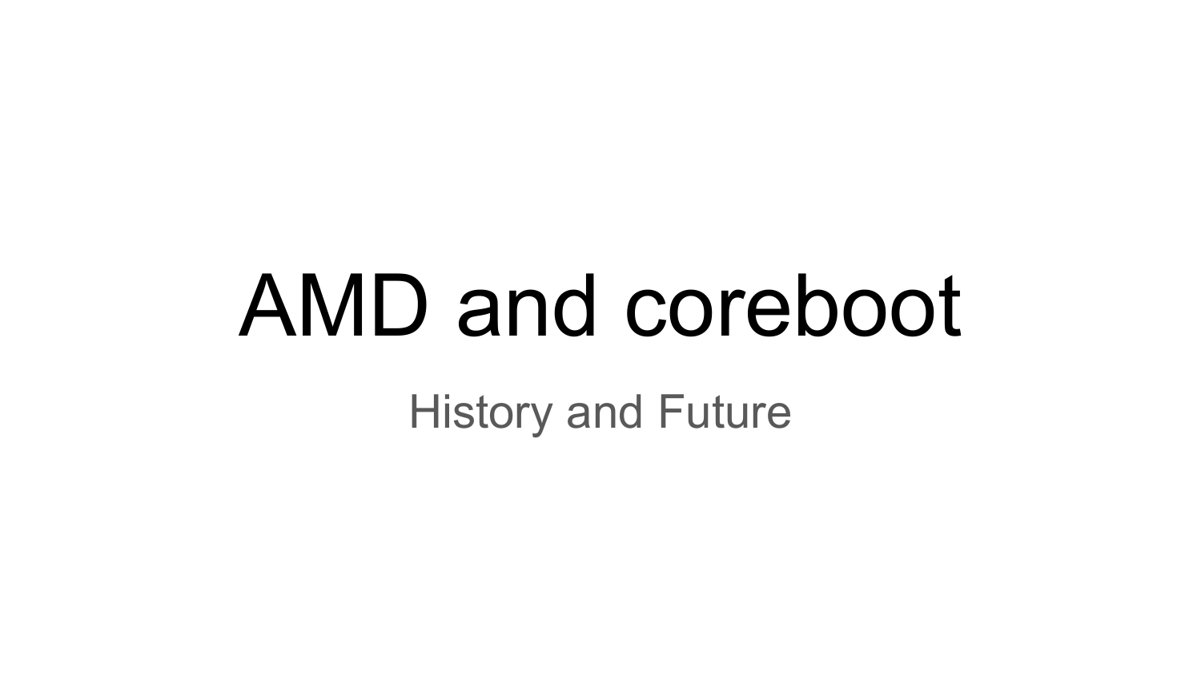# AMD and coreboot

History and Future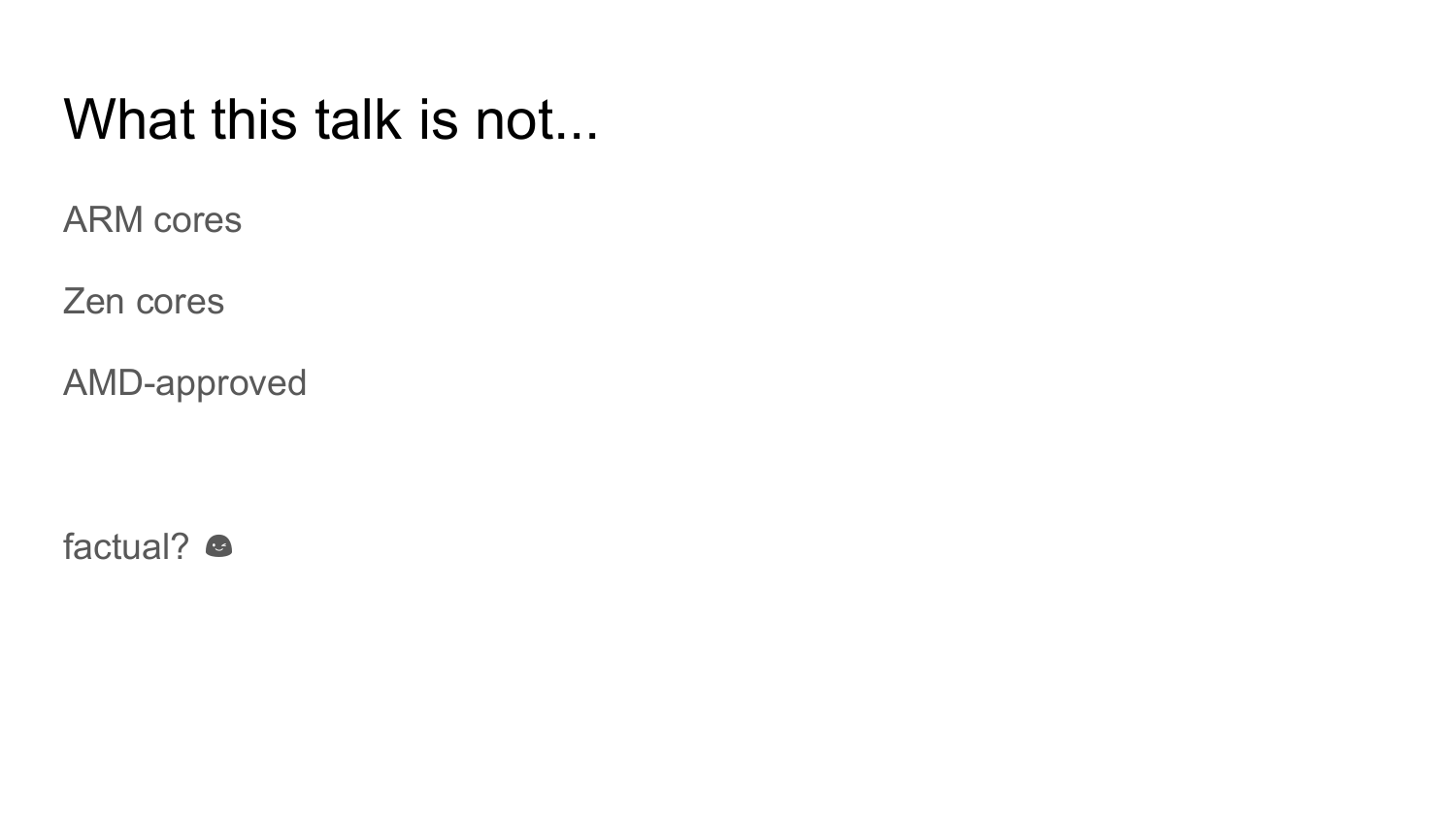# What this talk is not...

ARM cores

Zen cores

AMD-approved

factual? 😉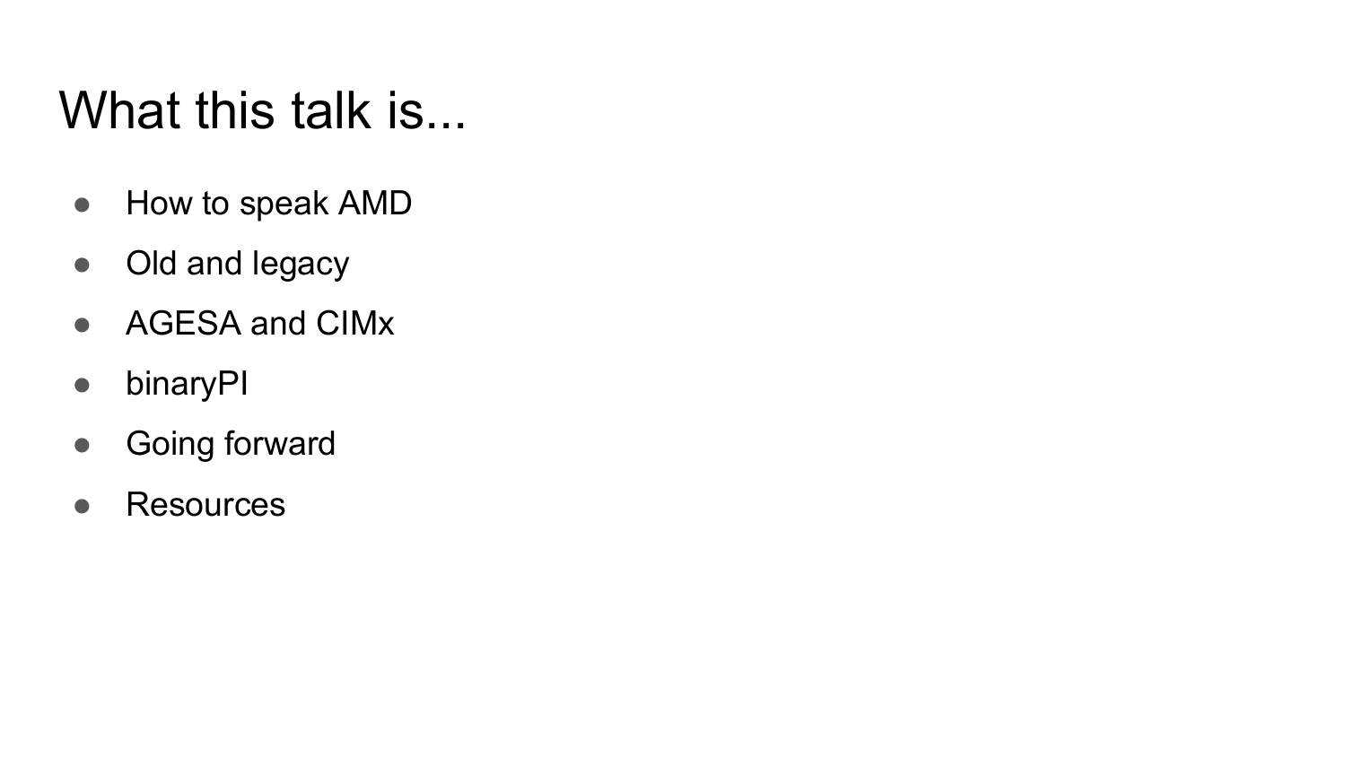# What this talk is...

- How to speak AMD
- Old and legacy
- AGESA and CIMx
- binaryPI
- Going forward
- Resources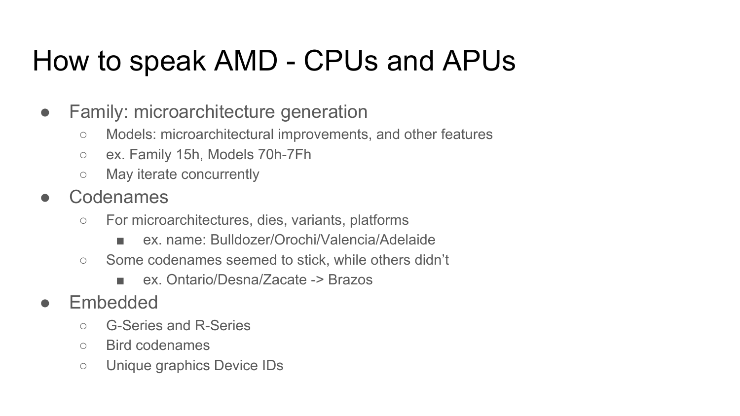# How to speak AMD - CPUs and APUs

- Family: microarchitecture generation
  - Models: microarchitectural improvements, and other features
  - ex. Family 15h, Models 70h-7Fh
  - May iterate concurrently
- Codenames
  - For microarchitectures, dies, variants, platforms
    - ex. name: Bulldozer/Orochi/Valencia/Adelaide
  - Some codenames seemed to stick, while others didn't
    - ex. Ontario/Desna/Zacate -> Brazos
- Embedded
  - G-Series and R-Series
  - Bird codenames
  - Unique graphics Device IDs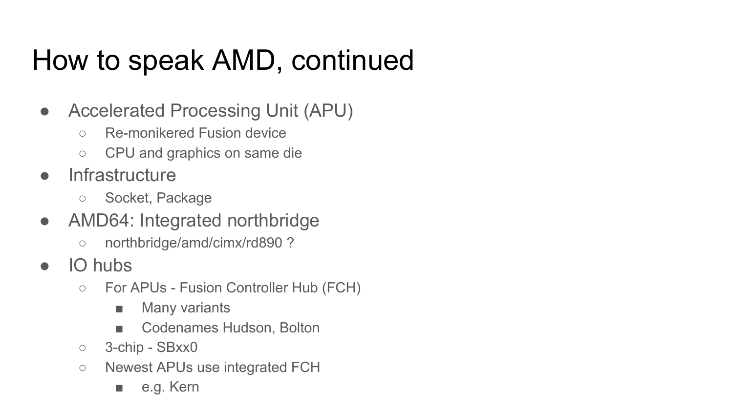# How to speak AMD, continued

- Accelerated Processing Unit (APU)
  - Re-monikered Fusion device
  - CPU and graphics on same die
- Infrastructure
  - Socket, Package
- AMD64: Integrated northbridge
  - northbridge/amd/cimx/rd890 ?
- IO hubs
  - For APUs - Fusion Controller Hub (FCH)
    - Many variants
    - Codenames Hudson, Bolton
  - 3-chip - SBxx0
  - Newest APUs use integrated FCH
    - e.g. Kern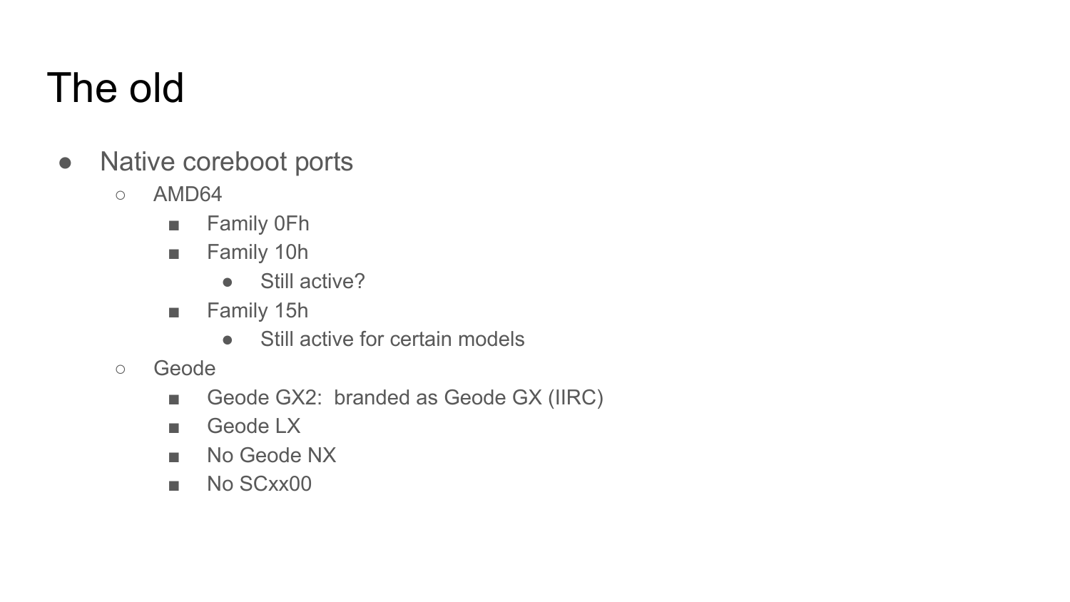# The old

- Native coreboot ports
  - AMD64
    - Family 0Fh
    - Family 10h
      - Still active?
    - Family 15h
      - Still active for certain models
  - Geode
    - Geode GX2:  branded as Geode GX (IIRC)
    - Geode LX
    - No Geode NX
    - No SCxx00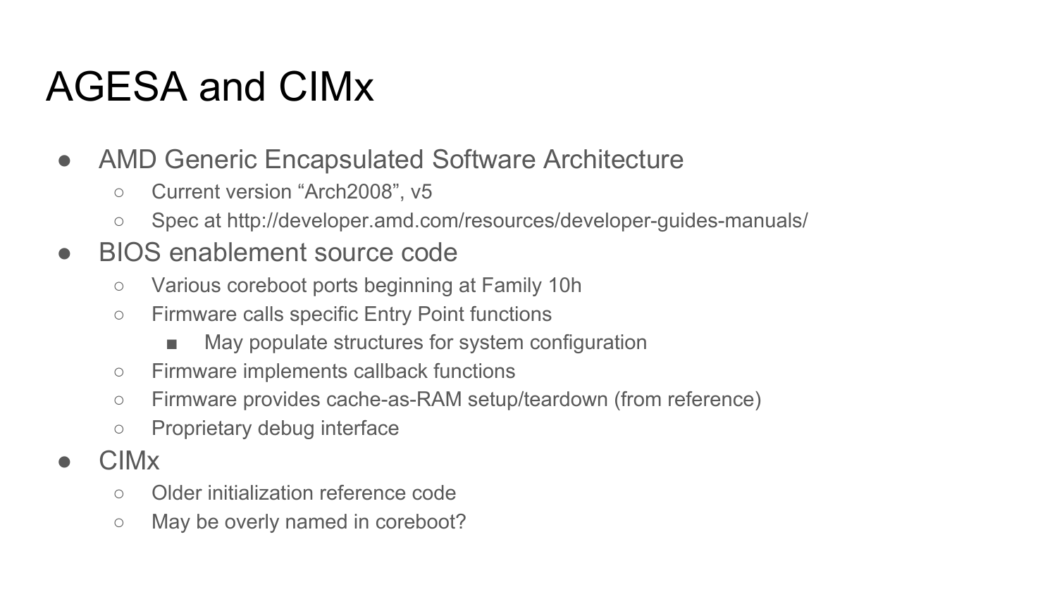# AGESA and CIMx

- AMD Generic Encapsulated Software Architecture
  - Current version “Arch2008”, v5
  - Spec at http://developer.amd.com/resources/developer-guides-manuals/
- BIOS enablement source code
  - Various coreboot ports beginning at Family 10h
  - Firmware calls specific Entry Point functions
    - May populate structures for system configuration
  - Firmware implements callback functions
  - Firmware provides cache-as-RAM setup/teardown (from reference)
  - Proprietary debug interface
- CIMx
  - Older initialization reference code
  - May be overly named in coreboot?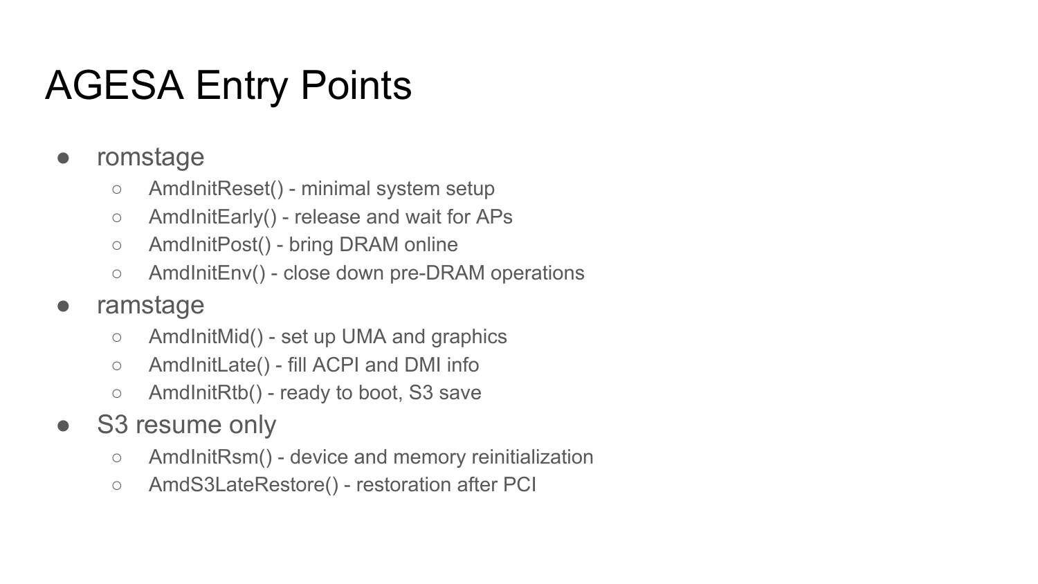# AGESA Entry Points

- romstage
  - AmdInitReset() - minimal system setup
  - AmdInitEarly() - release and wait for APs
  - AmdInitPost() - bring DRAM online
  - AmdInitEnv() - close down pre-DRAM operations
- ramstage
  - AmdInitMid() - set up UMA and graphics
  - AmdInitLate() - fill ACPI and DMI info
  - AmdInitRtb() - ready to boot, S3 save
- S3 resume only
  - AmdInitRsm() - device and memory reinitialization
  - AmdS3LateRestore() - restoration after PCI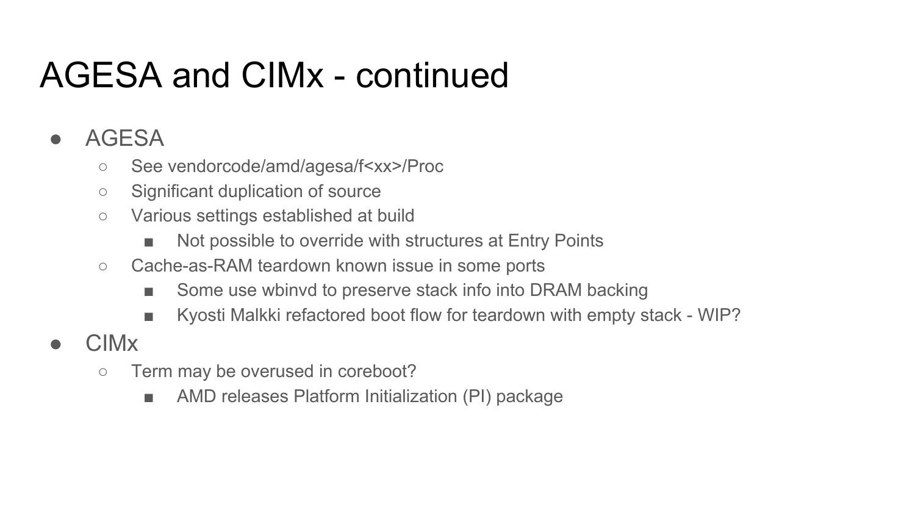# AGESA and CIMx - continued

- AGESA
  - See vendorcode/amd/agesa/f<xx>/Proc
  - Significant duplication of source
  - Various settings established at build
    - Not possible to override with structures at Entry Points
  - Cache-as-RAM teardown known issue in some ports
    - Some use wbinvd to preserve stack info into DRAM backing
    - Kyosti Malkki refactored boot flow for teardown with empty stack - WIP?
- CIMx
  - Term may be overused in coreboot?
    - AMD releases Platform Initialization (PI) package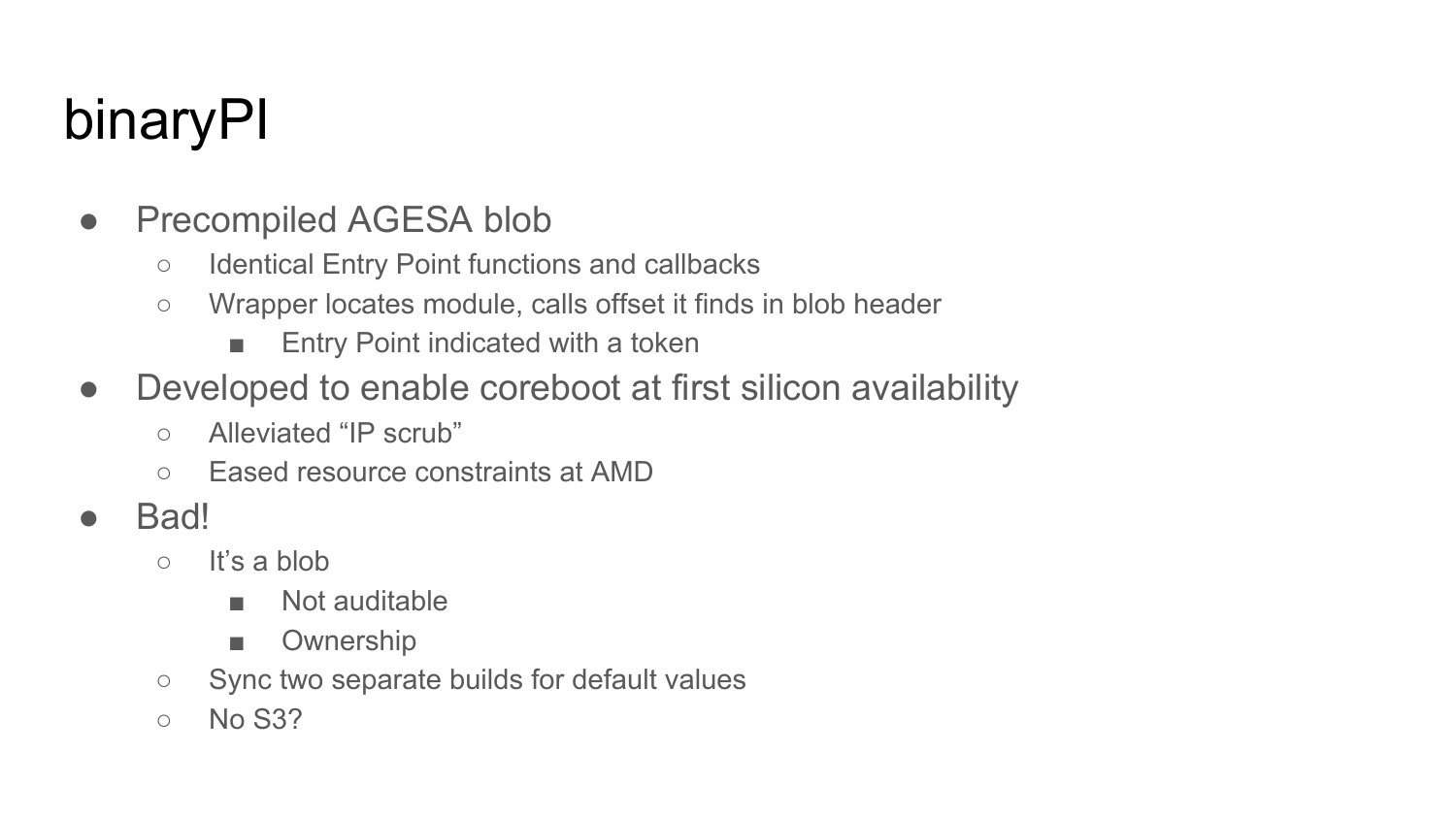# binaryPI

- Precompiled AGESA blob
  - Identical Entry Point functions and callbacks
  - Wrapper locates module, calls offset it finds in blob header
    - Entry Point indicated with a token
- Developed to enable coreboot at first silicon availability
  - Alleviated “IP scrub”
  - Eased resource constraints at AMD
- Bad!
  - It’s a blob
    - Not auditable
    - Ownership
  - Sync two separate builds for default values
  - No S3?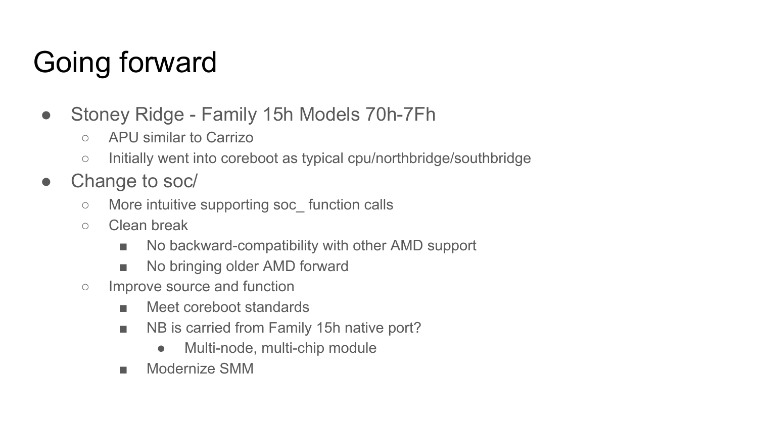# Going forward

- Stoney Ridge - Family 15h Models 70h-7Fh
  - APU similar to Carrizo
  - Initially went into coreboot as typical cpu/northbridge/southbridge
- Change to soc/
  - More intuitive supporting soc_ function calls
  - Clean break
    - No backward-compatibility with other AMD support
    - No bringing older AMD forward
  - Improve source and function
    - Meet coreboot standards
    - NB is carried from Family 15h native port?
      - Multi-node, multi-chip module
    - Modernize SMM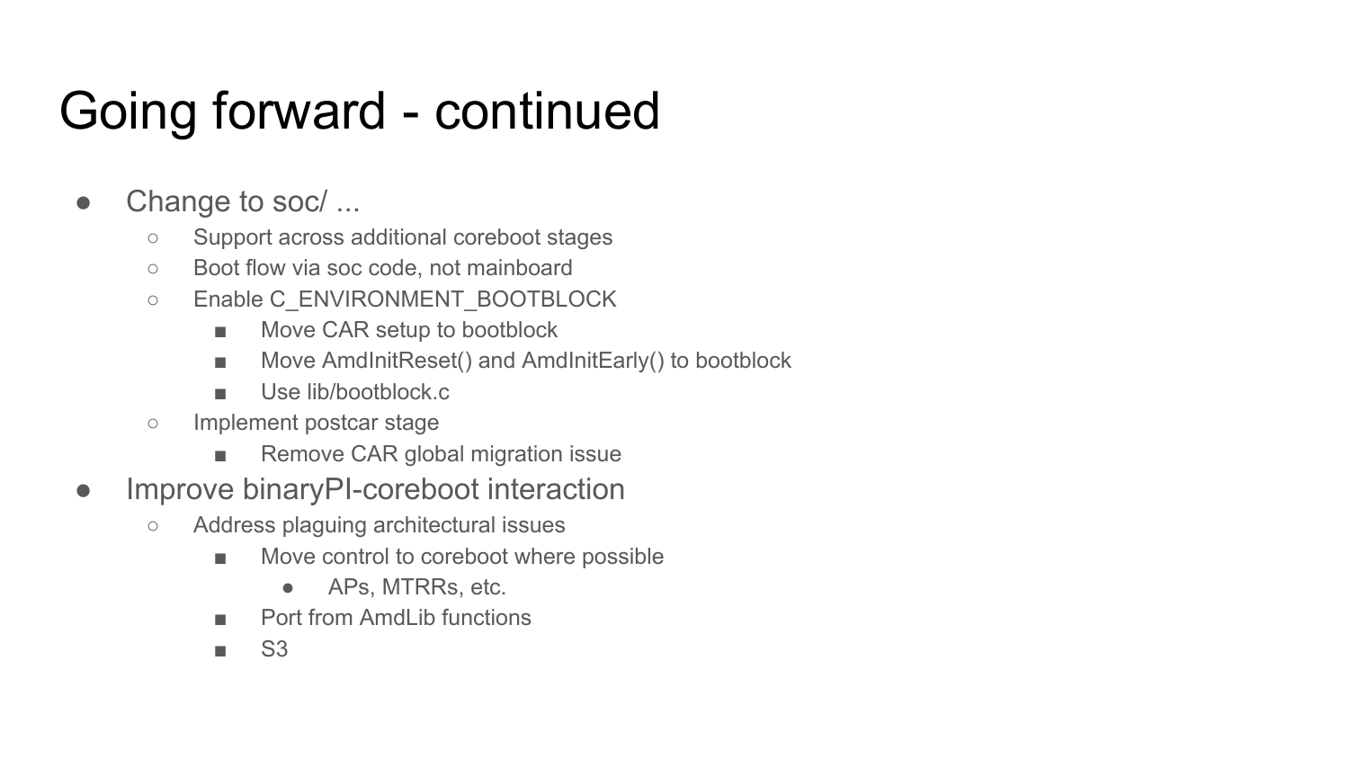# Going forward - continued

- Change to soc/ ...
  - Support across additional coreboot stages
  - Boot flow via soc code, not mainboard
  - Enable C_ENVIRONMENT_BOOTBLOCK
    - Move CAR setup to bootblock
    - Move AmdInitReset() and AmdInitEarly() to bootblock
    - Use lib/bootblock.c
  - Implement postcar stage
    - Remove CAR global migration issue
- Improve binaryPI-coreboot interaction
  - Address plaguing architectural issues
    - Move control to coreboot where possible
      - APs, MTRRs, etc.
    - Port from AmdLib functions
    - S3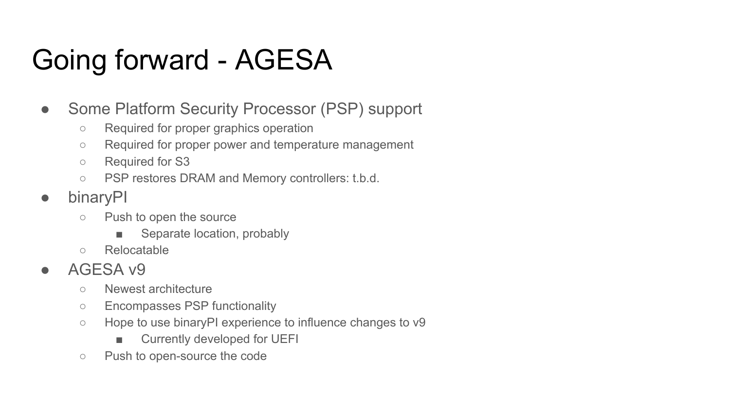# Going forward - AGESA

- Some Platform Security Processor (PSP) support
  - Required for proper graphics operation
  - Required for proper power and temperature management
  - Required for S3
  - PSP restores DRAM and Memory controllers: t.b.d.
- binaryPI
  - Push to open the source
    - Separate location, probably
  - Relocatable
- AGESA v9
  - Newest architecture
  - Encompasses PSP functionality
  - Hope to use binaryPI experience to influence changes to v9
    - Currently developed for UEFI
  - Push to open-source the code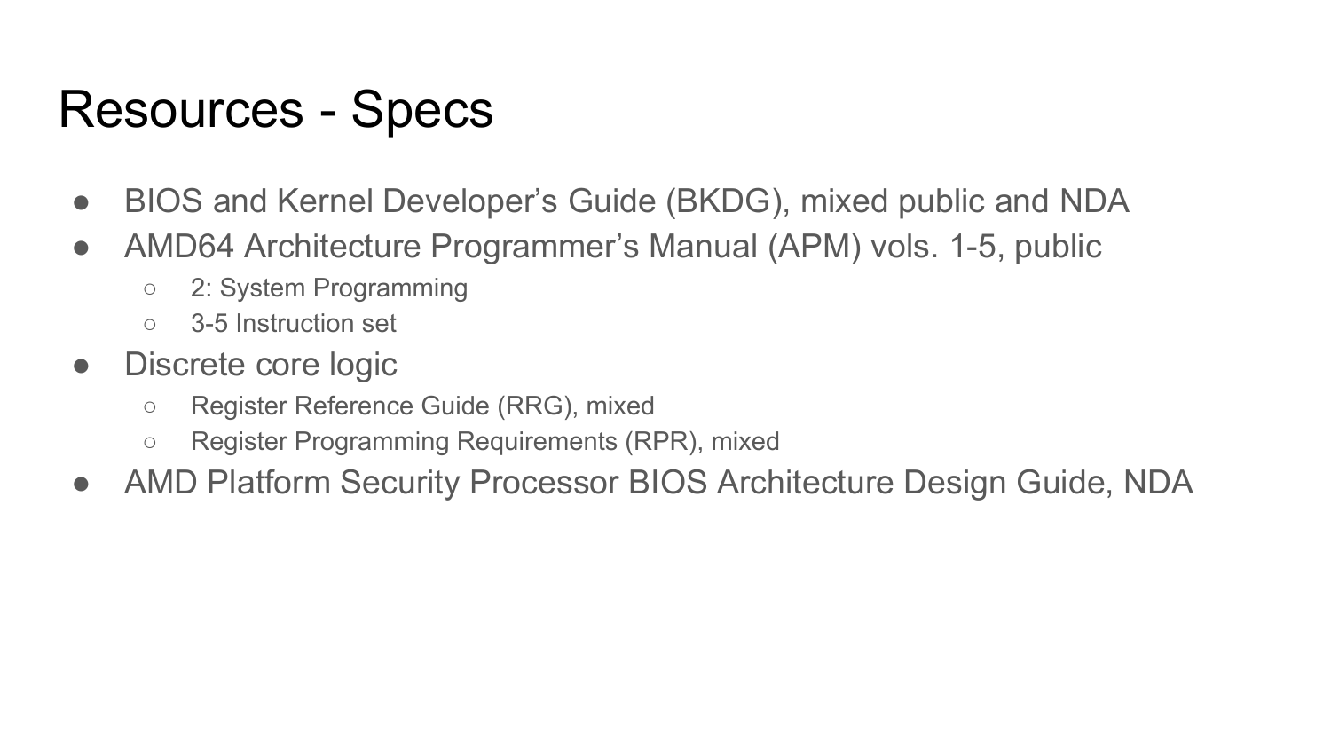# Resources - Specs

- BIOS and Kernel Developer’s Guide (BKDG), mixed public and NDA
- AMD64 Architecture Programmer’s Manual (APM) vols. 1-5, public
  - 2: System Programming
  - 3-5 Instruction set
- Discrete core logic
  - Register Reference Guide (RRG), mixed
  - Register Programming Requirements (RPR), mixed
- AMD Platform Security Processor BIOS Architecture Design Guide, NDA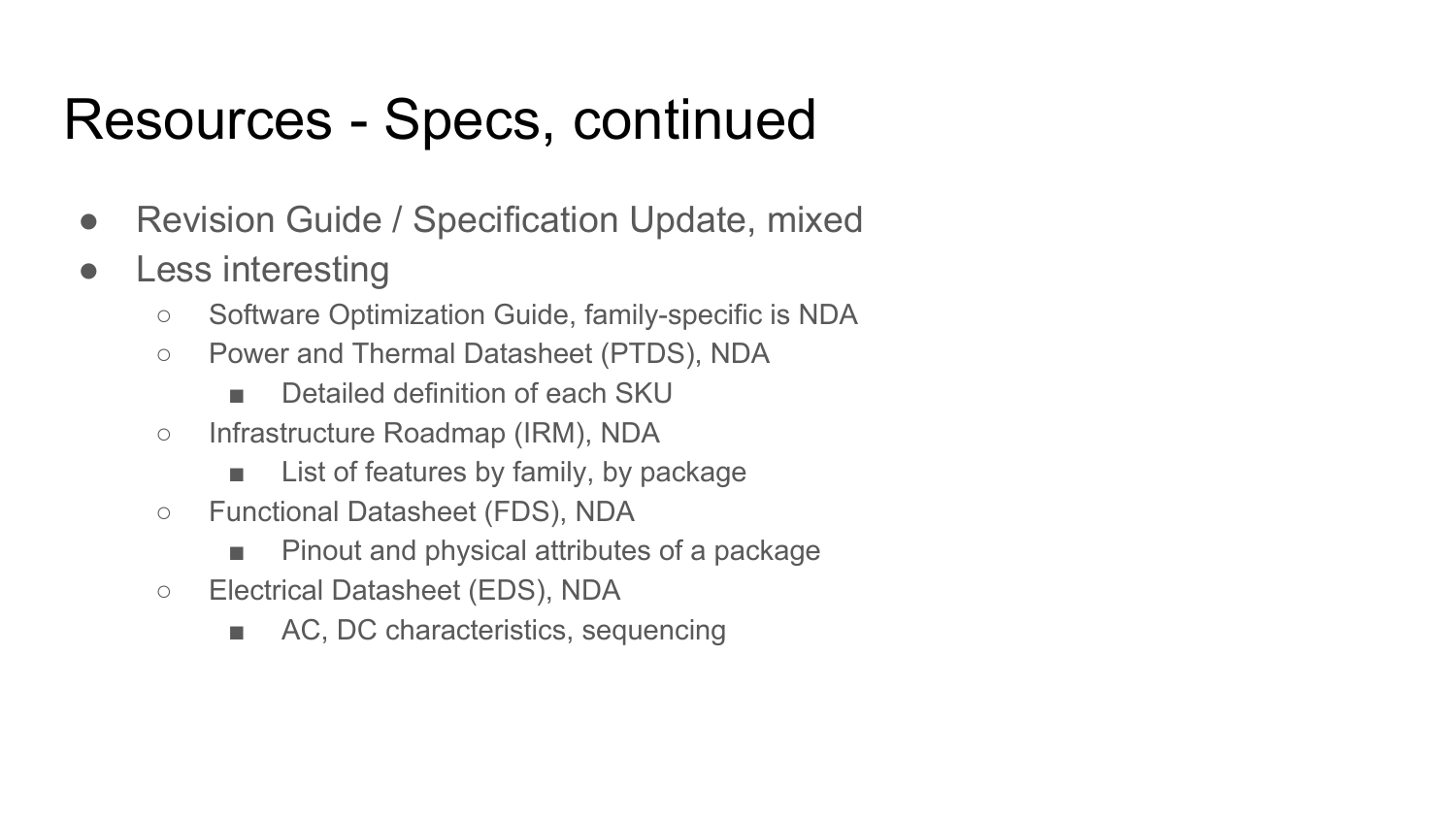# Resources - Specs, continued

- Revision Guide / Specification Update, mixed
- Less interesting
  - Software Optimization Guide, family-specific is NDA
  - Power and Thermal Datasheet (PTDS), NDA
    - Detailed definition of each SKU
  - Infrastructure Roadmap (IRM), NDA
    - List of features by family, by package
  - Functional Datasheet (FDS), NDA
    - Pinout and physical attributes of a package
  - Electrical Datasheet (EDS), NDA
    - AC, DC characteristics, sequencing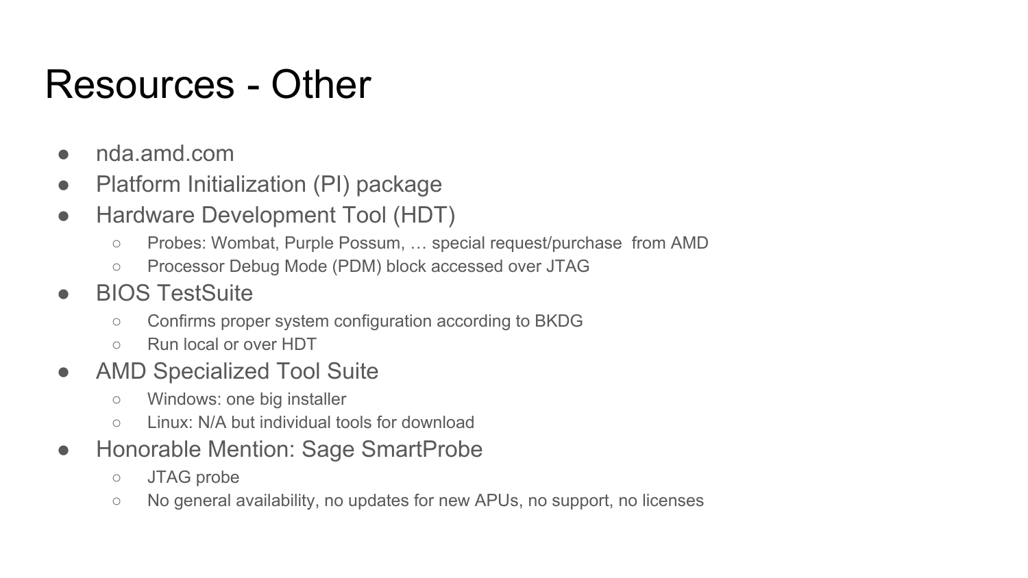# Resources - Other

- nda.amd.com
- Platform Initialization (PI) package
- Hardware Development Tool (HDT)
  - Probes: Wombat, Purple Possum, … special request/purchase from AMD
  - Processor Debug Mode (PDM) block accessed over JTAG
- BIOS TestSuite
  - Confirms proper system configuration according to BKDG
  - Run local or over HDT
- AMD Specialized Tool Suite
  - Windows: one big installer
  - Linux: N/A but individual tools for download
- Honorable Mention: Sage SmartProbe
  - JTAG probe
  - No general availability, no updates for new APUs, no support, no licenses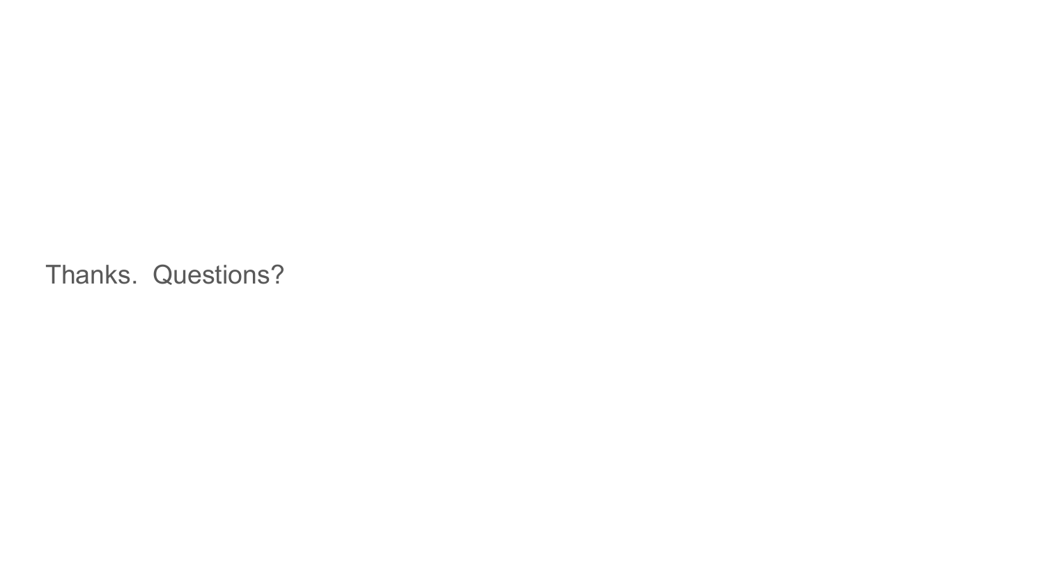Thanks.  Questions?